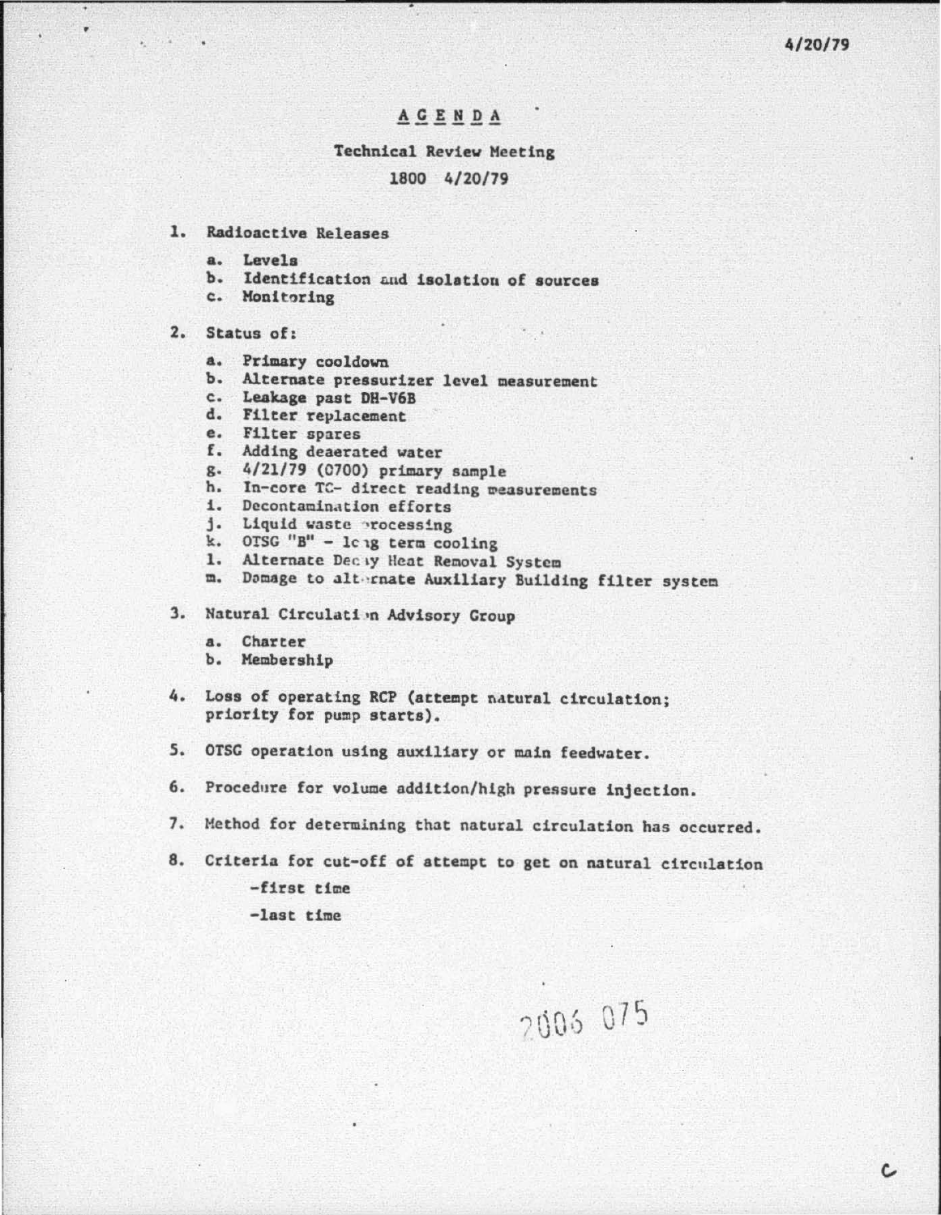4/20/79

# AGENDA

## Technical Review Meeting

1800 4/20/79

1. Radioactive Releases
   a. Levels
   b. Identification and isolation of sources
   c. Monitoring

2. Status of:
   a. Primary cooldown
   b. Alternate pressurizer level measurement
   c. Leakage past DH-V6B
   d. Filter replacement
   e. Filter spares
   f. Adding deaerated water
   g. 4/21/79 (0700) primary sample
   h. In-core TC- direct reading measurements
   i. Decontamination efforts
   j. Liquid waste processing
   k. OTSG "B" - long term cooling
   l. Alternate Decay Heat Removal System
   m. Damage to alternate Auxiliary Building filter system

3. Natural Circulation Advisory Group
   a. Charter
   b. Membership

4. Loss of operating RCP (attempt natural circulation; priority for pump starts).

5. OTSG operation using auxiliary or main feedwater.

6. Procedure for volume addition/high pressure injection.

7. Method for determining that natural circulation has occurred.

8. Criteria for cut-off of attempt to get on natural circulation
   - first time
   - last time

2006 075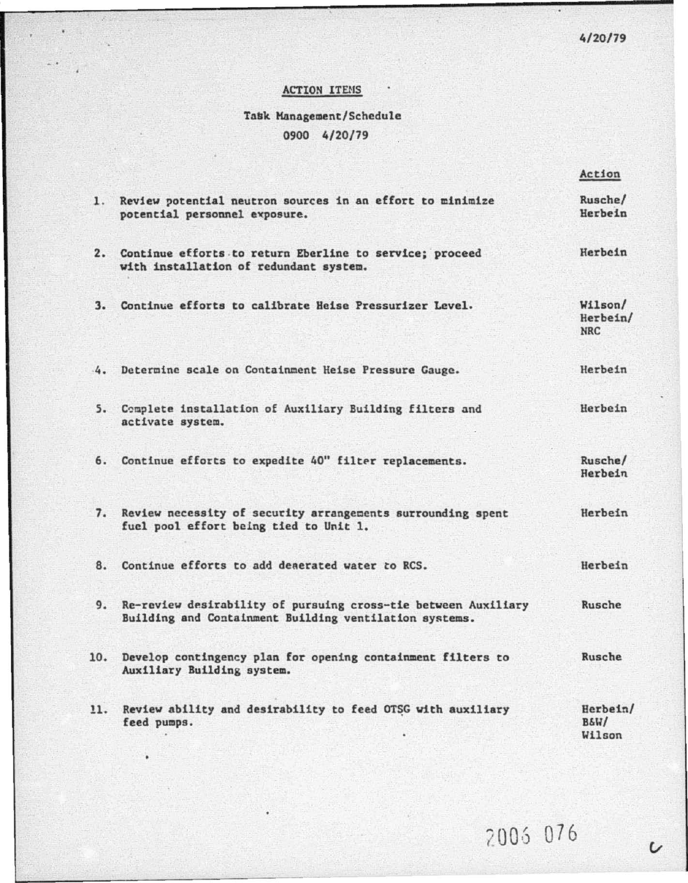4/20/79

## ACTION ITEMS

Task Management/Schedule

0900 4/20/79

| | | Action |
|---|---|---|
| 1. | Review potential neutron sources in an effort to minimize potential personnel exposure. | Rusche/ Herbein |
| 2. | Continue efforts to return Eberline to service; proceed with installation of redundant system. | Herbein |
| 3. | Continue efforts to calibrate Heise Pressurizer Level. | Wilson/ Herbein/ NRC |
| 4. | Determine scale on Containment Heise Pressure Gauge. | Herbein |
| 5. | Complete installation of Auxiliary Building filters and activate system. | Herbein |
| 6. | Continue efforts to expedite 40" filter replacements. | Rusche/ Herbein |
| 7. | Review necessity of security arrangements surrounding spent fuel pool effort being tied to Unit 1. | Herbein |
| 8. | Continue efforts to add deaerated water to RCS. | Herbein |
| 9. | Re-review desirability of pursuing cross-tie between Auxiliary Building and Containment Building ventilation systems. | Rusche |
| 10. | Develop contingency plan for opening containment filters to Auxiliary Building system. | Rusche |
| 11. | Review ability and desirability to feed OTSG with auxiliary feed pumps. | Herbein/ B&W/ Wilson |

2006 076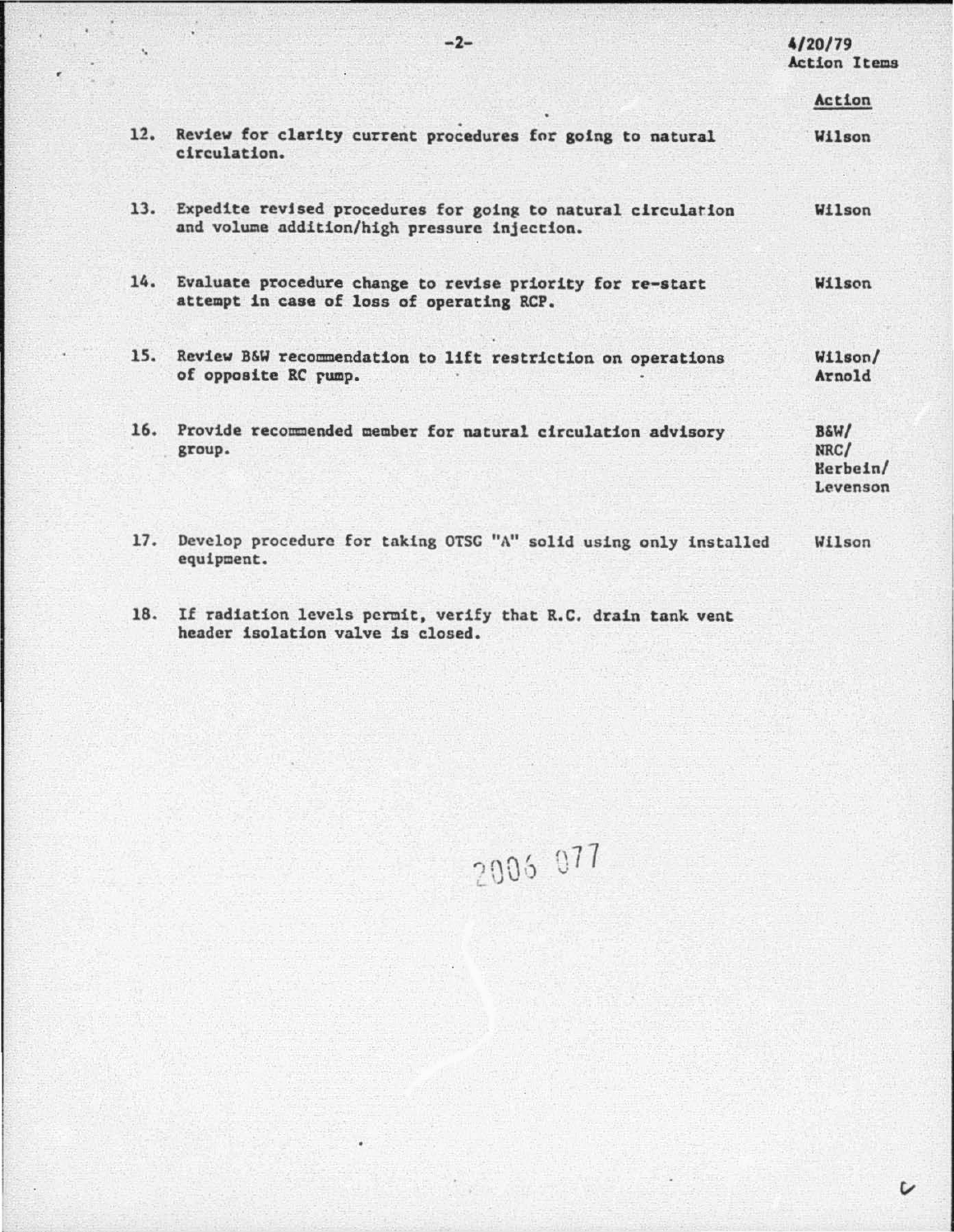4/20/79
Action Items

| | | Action |
|---|---|---|
| 12. | Review for clarity current procedures for going to natural circulation. | Wilson |
| 13. | Expedite revised procedures for going to natural circulation and volume addition/high pressure injection. | Wilson |
| 14. | Evaluate procedure change to revise priority for re-start attempt in case of loss of operating RCP. | Wilson |
| 15. | Review B&W recommendation to lift restriction on operations of opposite RC pump. | Wilson/ Arnold |
| 16. | Provide recommended member for natural circulation advisory group. | B&W/ NRC/ Herbein/ Levenson |
| 17. | Develop procedure for taking OTSG "A" solid using only installed equipment. | Wilson |
| 18. | If radiation levels permit, verify that R.C. drain tank vent header isolation valve is closed. | |

2006 077